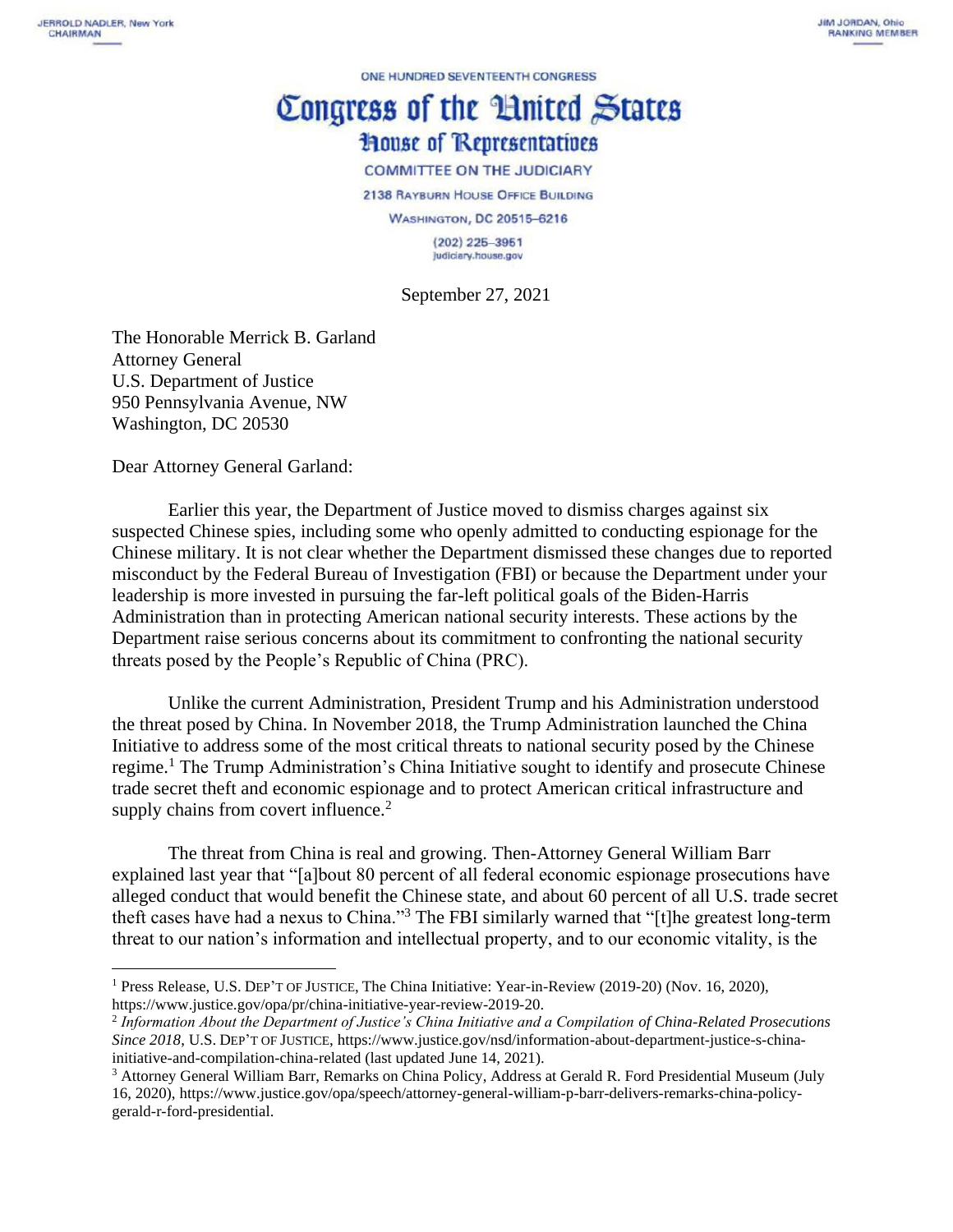JERROLD NADLER, New York
CHAIRMAN

JIM JORDAN, Ohio
RANKING MEMBER

ONE HUNDRED SEVENTEENTH CONGRESS

# Congress of the United States

## House of Representatives

COMMITTEE ON THE JUDICIARY

2138 RAYBURN HOUSE OFFICE BUILDING

WASHINGTON, DC 20515–6216

(202) 225–3951
judiciary.house.gov

September 27, 2021

The Honorable Merrick B. Garland
Attorney General
U.S. Department of Justice
950 Pennsylvania Avenue, NW
Washington, DC 20530

Dear Attorney General Garland:

Earlier this year, the Department of Justice moved to dismiss charges against six suspected Chinese spies, including some who openly admitted to conducting espionage for the Chinese military. It is not clear whether the Department dismissed these changes due to reported misconduct by the Federal Bureau of Investigation (FBI) or because the Department under your leadership is more invested in pursuing the far-left political goals of the Biden-Harris Administration than in protecting American national security interests. These actions by the Department raise serious concerns about its commitment to confronting the national security threats posed by the People's Republic of China (PRC).

Unlike the current Administration, President Trump and his Administration understood the threat posed by China. In November 2018, the Trump Administration launched the China Initiative to address some of the most critical threats to national security posed by the Chinese regime.[1] The Trump Administration's China Initiative sought to identify and prosecute Chinese trade secret theft and economic espionage and to protect American critical infrastructure and supply chains from covert influence.[2]

The threat from China is real and growing. Then-Attorney General William Barr explained last year that "[a]bout 80 percent of all federal economic espionage prosecutions have alleged conduct that would benefit the Chinese state, and about 60 percent of all U.S. trade secret theft cases have had a nexus to China."[3] The FBI similarly warned that "[t]he greatest long-term threat to our nation's information and intellectual property, and to our economic vitality, is the

[1] Press Release, U.S. DEP'T OF JUSTICE, The China Initiative: Year-in-Review (2019-20) (Nov. 16, 2020), https://www.justice.gov/opa/pr/china-initiative-year-review-2019-20.

[2] *Information About the Department of Justice's China Initiative and a Compilation of China-Related Prosecutions Since 2018*, U.S. DEP'T OF JUSTICE, https://www.justice.gov/nsd/information-about-department-justice-s-china-initiative-and-compilation-china-related (last updated June 14, 2021).

[3] Attorney General William Barr, Remarks on China Policy, Address at Gerald R. Ford Presidential Museum (July 16, 2020), https://www.justice.gov/opa/speech/attorney-general-william-p-barr-delivers-remarks-china-policy-gerald-r-ford-presidential.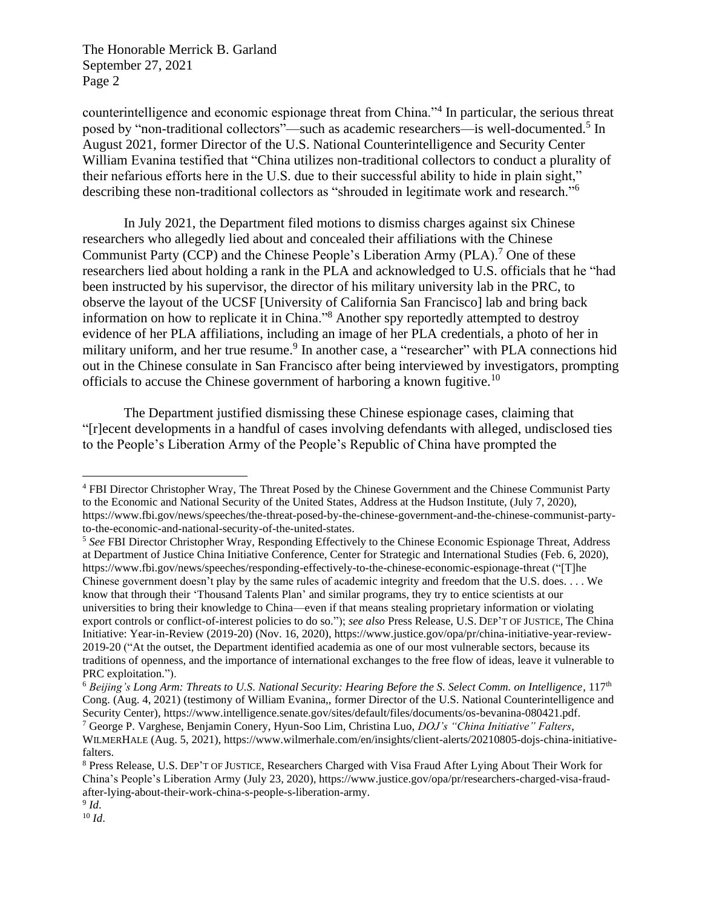counterintelligence and economic espionage threat from China."[4] In particular, the serious threat posed by "non-traditional collectors"—such as academic researchers—is well-documented.[5] In August 2021, former Director of the U.S. National Counterintelligence and Security Center William Evanina testified that "China utilizes non-traditional collectors to conduct a plurality of their nefarious efforts here in the U.S. due to their successful ability to hide in plain sight," describing these non-traditional collectors as "shrouded in legitimate work and research."[6]

In July 2021, the Department filed motions to dismiss charges against six Chinese researchers who allegedly lied about and concealed their affiliations with the Chinese Communist Party (CCP) and the Chinese People's Liberation Army (PLA).[7] One of these researchers lied about holding a rank in the PLA and acknowledged to U.S. officials that he "had been instructed by his supervisor, the director of his military university lab in the PRC, to observe the layout of the UCSF [University of California San Francisco] lab and bring back information on how to replicate it in China."[8] Another spy reportedly attempted to destroy evidence of her PLA affiliations, including an image of her PLA credentials, a photo of her in military uniform, and her true resume.[9] In another case, a "researcher" with PLA connections hid out in the Chinese consulate in San Francisco after being interviewed by investigators, prompting officials to accuse the Chinese government of harboring a known fugitive.[10]

The Department justified dismissing these Chinese espionage cases, claiming that "[r]ecent developments in a handful of cases involving defendants with alleged, undisclosed ties to the People's Liberation Army of the People's Republic of China have prompted the

---

[4] FBI Director Christopher Wray, The Threat Posed by the Chinese Government and the Chinese Communist Party to the Economic and National Security of the United States, Address at the Hudson Institute, (July 7, 2020), https://www.fbi.gov/news/speeches/the-threat-posed-by-the-chinese-government-and-the-chinese-communist-party-to-the-economic-and-national-security-of-the-united-states.

[5] *See* FBI Director Christopher Wray, Responding Effectively to the Chinese Economic Espionage Threat, Address at Department of Justice China Initiative Conference, Center for Strategic and International Studies (Feb. 6, 2020), https://www.fbi.gov/news/speeches/responding-effectively-to-the-chinese-economic-espionage-threat ("[T]he Chinese government doesn't play by the same rules of academic integrity and freedom that the U.S. does. . . . We know that through their 'Thousand Talents Plan' and similar programs, they try to entice scientists at our universities to bring their knowledge to China—even if that means stealing proprietary information or violating export controls or conflict-of-interest policies to do so."); *see also* Press Release, U.S. DEP'T OF JUSTICE, The China Initiative: Year-in-Review (2019-20) (Nov. 16, 2020), https://www.justice.gov/opa/pr/china-initiative-year-review-2019-20 ("At the outset, the Department identified academia as one of our most vulnerable sectors, because its traditions of openness, and the importance of international exchanges to the free flow of ideas, leave it vulnerable to PRC exploitation.").

[6] *Beijing's Long Arm: Threats to U.S. National Security: Hearing Before the S. Select Comm. on Intelligence*, 117th Cong. (Aug. 4, 2021) (testimony of William Evanina,, former Director of the U.S. National Counterintelligence and Security Center), https://www.intelligence.senate.gov/sites/default/files/documents/os-bevanina-080421.pdf.

[7] George P. Varghese, Benjamin Conery, Hyun-Soo Lim, Christina Luo, *DOJ's "China Initiative" Falters*, WILMERHALE (Aug. 5, 2021), https://www.wilmerhale.com/en/insights/client-alerts/20210805-dojs-china-initiative-falters.

[8] Press Release, U.S. DEP'T OF JUSTICE, Researchers Charged with Visa Fraud After Lying About Their Work for China's People's Liberation Army (July 23, 2020), https://www.justice.gov/opa/pr/researchers-charged-visa-fraud-after-lying-about-their-work-china-s-people-s-liberation-army.

[9] *Id*.

[10] *Id*.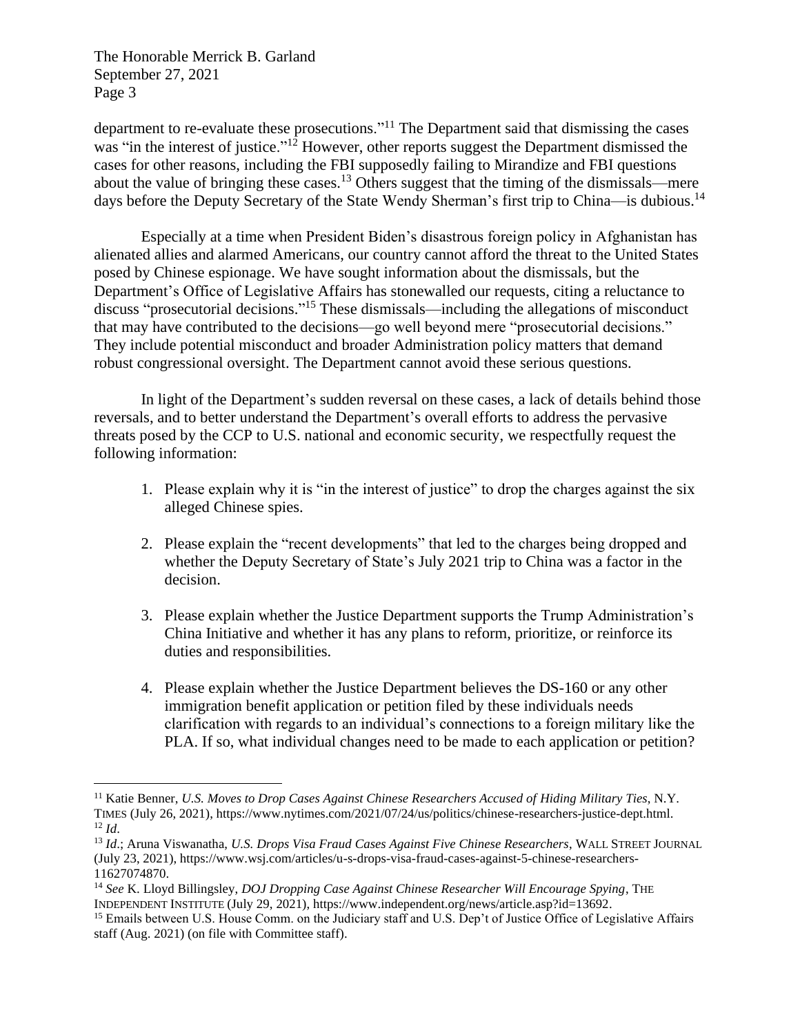department to re-evaluate these prosecutions."[11] The Department said that dismissing the cases was "in the interest of justice."[12] However, other reports suggest the Department dismissed the cases for other reasons, including the FBI supposedly failing to Mirandize and FBI questions about the value of bringing these cases.[13] Others suggest that the timing of the dismissals—mere days before the Deputy Secretary of the State Wendy Sherman's first trip to China—is dubious.[14]

Especially at a time when President Biden's disastrous foreign policy in Afghanistan has alienated allies and alarmed Americans, our country cannot afford the threat to the United States posed by Chinese espionage. We have sought information about the dismissals, but the Department's Office of Legislative Affairs has stonewalled our requests, citing a reluctance to discuss "prosecutorial decisions."[15] These dismissals—including the allegations of misconduct that may have contributed to the decisions—go well beyond mere "prosecutorial decisions." They include potential misconduct and broader Administration policy matters that demand robust congressional oversight. The Department cannot avoid these serious questions.

In light of the Department's sudden reversal on these cases, a lack of details behind those reversals, and to better understand the Department's overall efforts to address the pervasive threats posed by the CCP to U.S. national and economic security, we respectfully request the following information:

1. Please explain why it is "in the interest of justice" to drop the charges against the six alleged Chinese spies.

2. Please explain the "recent developments" that led to the charges being dropped and whether the Deputy Secretary of State's July 2021 trip to China was a factor in the decision.

3. Please explain whether the Justice Department supports the Trump Administration's China Initiative and whether it has any plans to reform, prioritize, or reinforce its duties and responsibilities.

4. Please explain whether the Justice Department believes the DS-160 or any other immigration benefit application or petition filed by these individuals needs clarification with regards to an individual's connections to a foreign military like the PLA. If so, what individual changes need to be made to each application or petition?

---

[11] Katie Benner, *U.S. Moves to Drop Cases Against Chinese Researchers Accused of Hiding Military Ties*, N.Y. TIMES (July 26, 2021), https://www.nytimes.com/2021/07/24/us/politics/chinese-researchers-justice-dept.html.

[12] *Id*.

[13] *Id*.; Aruna Viswanatha, *U.S. Drops Visa Fraud Cases Against Five Chinese Researchers*, WALL STREET JOURNAL (July 23, 2021), https://www.wsj.com/articles/u-s-drops-visa-fraud-cases-against-5-chinese-researchers-11627074870.

[14] *See* K. Lloyd Billingsley, *DOJ Dropping Case Against Chinese Researcher Will Encourage Spying*, THE INDEPENDENT INSTITUTE (July 29, 2021), https://www.independent.org/news/article.asp?id=13692.

[15] Emails between U.S. House Comm. on the Judiciary staff and U.S. Dep't of Justice Office of Legislative Affairs staff (Aug. 2021) (on file with Committee staff).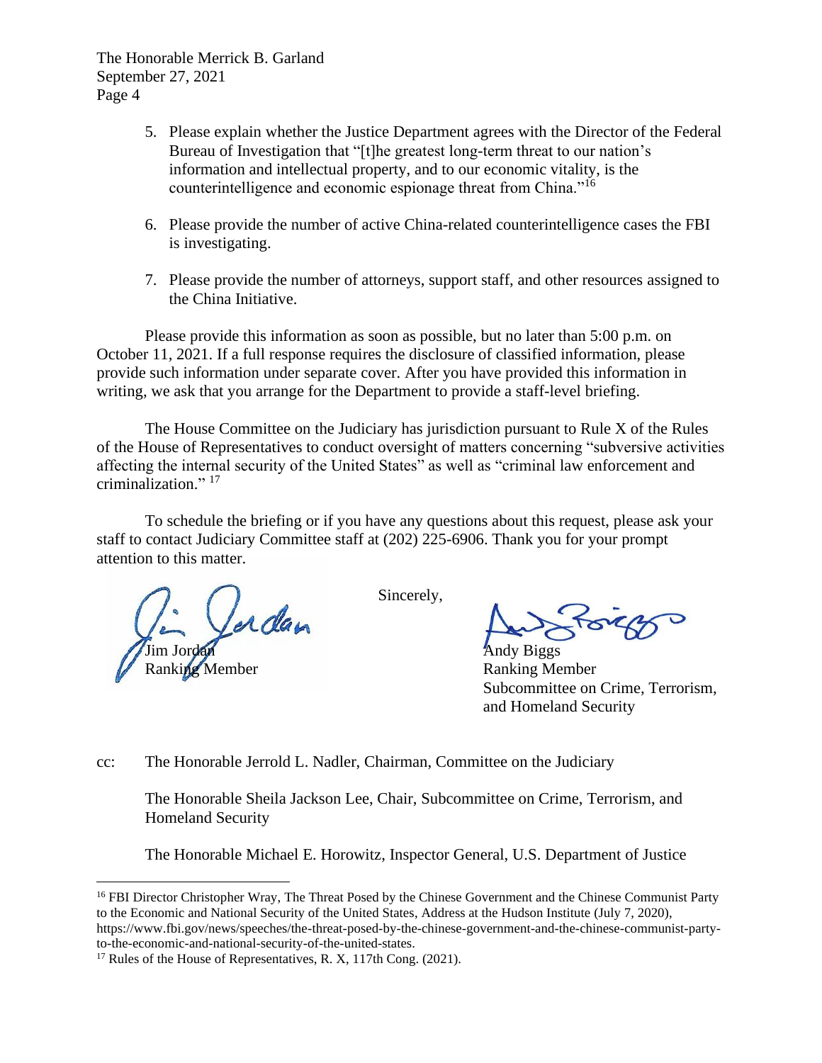The Honorable Merrick B. Garland
September 27, 2021

5. Please explain whether the Justice Department agrees with the Director of the Federal Bureau of Investigation that "[t]he greatest long-term threat to our nation's information and intellectual property, and to our economic vitality, is the counterintelligence and economic espionage threat from China."[16]

6. Please provide the number of active China-related counterintelligence cases the FBI is investigating.

7. Please provide the number of attorneys, support staff, and other resources assigned to the China Initiative.

Please provide this information as soon as possible, but no later than 5:00 p.m. on October 11, 2021. If a full response requires the disclosure of classified information, please provide such information under separate cover. After you have provided this information in writing, we ask that you arrange for the Department to provide a staff-level briefing.

The House Committee on the Judiciary has jurisdiction pursuant to Rule X of the Rules of the House of Representatives to conduct oversight of matters concerning "subversive activities affecting the internal security of the United States" as well as "criminal law enforcement and criminalization."[17]

To schedule the briefing or if you have any questions about this request, please ask your staff to contact Judiciary Committee staff at (202) 225-6906. Thank you for your prompt attention to this matter.

Sincerely,

Jim Jordan
Ranking Member

Andy Biggs
Ranking Member
Subcommittee on Crime, Terrorism, and Homeland Security

cc: The Honorable Jerrold L. Nadler, Chairman, Committee on the Judiciary

The Honorable Sheila Jackson Lee, Chair, Subcommittee on Crime, Terrorism, and Homeland Security

The Honorable Michael E. Horowitz, Inspector General, U.S. Department of Justice

---

[16] FBI Director Christopher Wray, The Threat Posed by the Chinese Government and the Chinese Communist Party to the Economic and National Security of the United States, Address at the Hudson Institute (July 7, 2020), https://www.fbi.gov/news/speeches/the-threat-posed-by-the-chinese-government-and-the-chinese-communist-party-to-the-economic-and-national-security-of-the-united-states.

[17] Rules of the House of Representatives, R. X, 117th Cong. (2021).